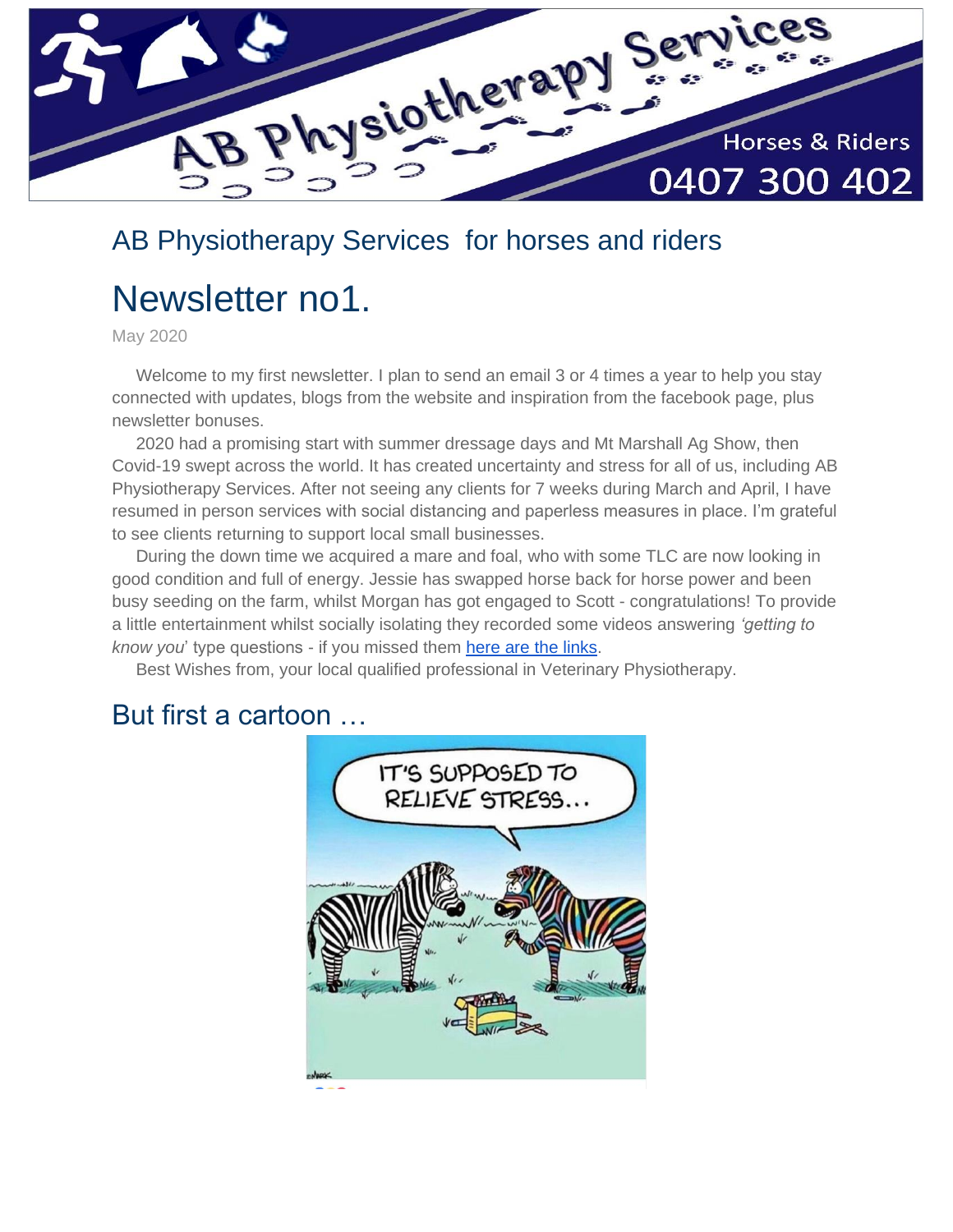# AB Physiotherapy Services for horses and riders

# Newsletter no1.

May 2020

Welcome to my first newsletter. I plan to send an email 3 or 4 times a year to help you stay connected with updates, blogs from the website and inspiration from the facebook page, plus newsletter bonuses.

2020 had a promising start with summer dressage days and Mt Marshall Ag Show, then Covid-19 swept across the world. It has created uncertainty and stress for all of us, including AB Physiotherapy Services. After not seeing any clients for 7 weeks during March and April, I have resumed in person services with social distancing and paperless measures in place. I'm grateful to see clients returning to support local small businesses.

During the down time we acquired a mare and foal, who with some TLC are now looking in good condition and full of energy. Jessie has swapped horse back for horse power and been busy seeding on the farm, whilst Morgan has got engaged to Scott - congratulations! To provide a little entertainment whilst socially isolating they recorded some videos answering *'getting to know you'* type questions - if you missed them [here are the links](#).

Best Wishes from, your local qualified professional in Veterinary Physiotherapy.

## But first a cartoon …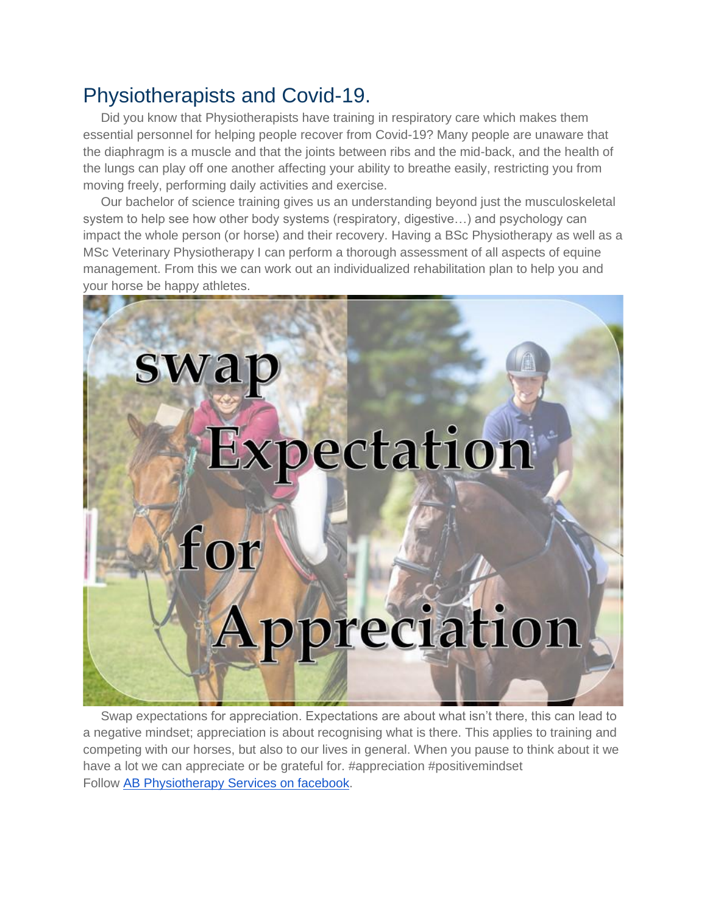# Physiotherapists and Covid-19.

Did you know that Physiotherapists have training in respiratory care which makes them essential personnel for helping people recover from Covid-19? Many people are unaware that the diaphragm is a muscle and that the joints between ribs and the mid-back, and the health of the lungs can play off one another affecting your ability to breathe easily, restricting you from moving freely, performing daily activities and exercise.

Our bachelor of science training gives us an understanding beyond just the musculoskeletal system to help see how other body systems (respiratory, digestive…) and psychology can impact the whole person (or horse) and their recovery. Having a BSc Physiotherapy as well as a MSc Veterinary Physiotherapy I can perform a thorough assessment of all aspects of equine management. From this we can work out an individualized rehabilitation plan to help you and your horse be happy athletes.

swap Expectation for Appreciation

Swap expectations for appreciation. Expectations are about what isn't there, this can lead to a negative mindset; appreciation is about recognising what is there. This applies to training and competing with our horses, but also to our lives in general. When you pause to think about it we have a lot we can appreciate or be grateful for. #appreciation #positivemindset

Follow AB Physiotherapy Services on facebook.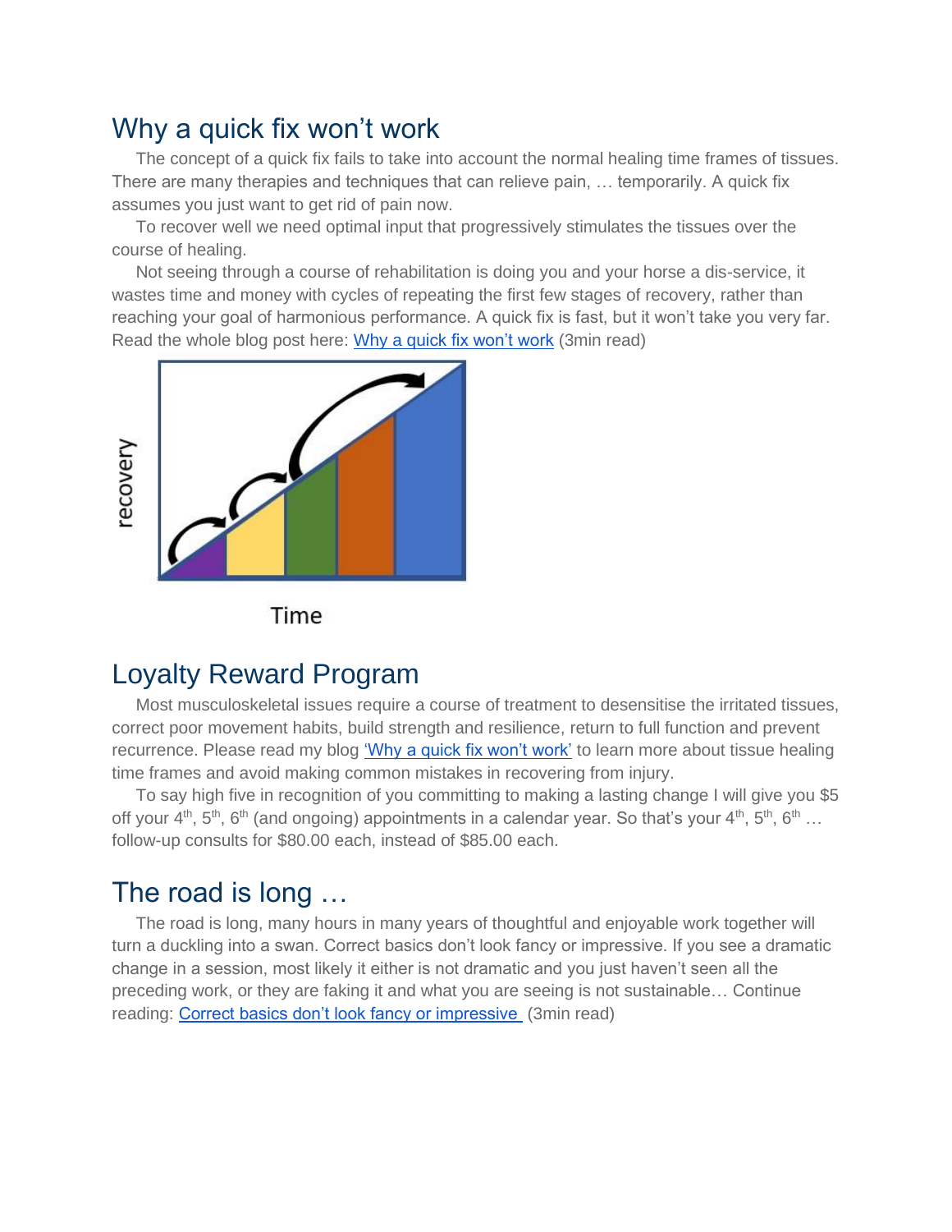## Why a quick fix won't work

The concept of a quick fix fails to take into account the normal healing time frames of tissues. There are many therapies and techniques that can relieve pain, … temporarily. A quick fix assumes you just want to get rid of pain now.

To recover well we need optimal input that progressively stimulates the tissues over the course of healing.

Not seeing through a course of rehabilitation is doing you and your horse a dis-service, it wastes time and money with cycles of repeating the first few stages of recovery, rather than reaching your goal of harmonious performance. A quick fix is fast, but it won't take you very far. Read the whole blog post here: [Why a quick fix won't work](#) (3min read)

recovery

Time

## Loyalty Reward Program

Most musculoskeletal issues require a course of treatment to desensitise the irritated tissues, correct poor movement habits, build strength and resilience, return to full function and prevent recurrence. Please read my blog ['Why a quick fix won't work'](#) to learn more about tissue healing time frames and avoid making common mistakes in recovering from injury.

To say high five in recognition of you committing to making a lasting change I will give you $5 off your 4th, 5th, 6th (and ongoing) appointments in a calendar year. So that's your 4th, 5th, 6th … follow-up consults for $80.00 each, instead of $85.00 each.

## The road is long …

The road is long, many hours in many years of thoughtful and enjoyable work together will turn a duckling into a swan. Correct basics don't look fancy or impressive. If you see a dramatic change in a session, most likely it either is not dramatic and you just haven't seen all the preceding work, or they are faking it and what you are seeing is not sustainable… Continue reading: [Correct basics don't look fancy or impressive](#) (3min read)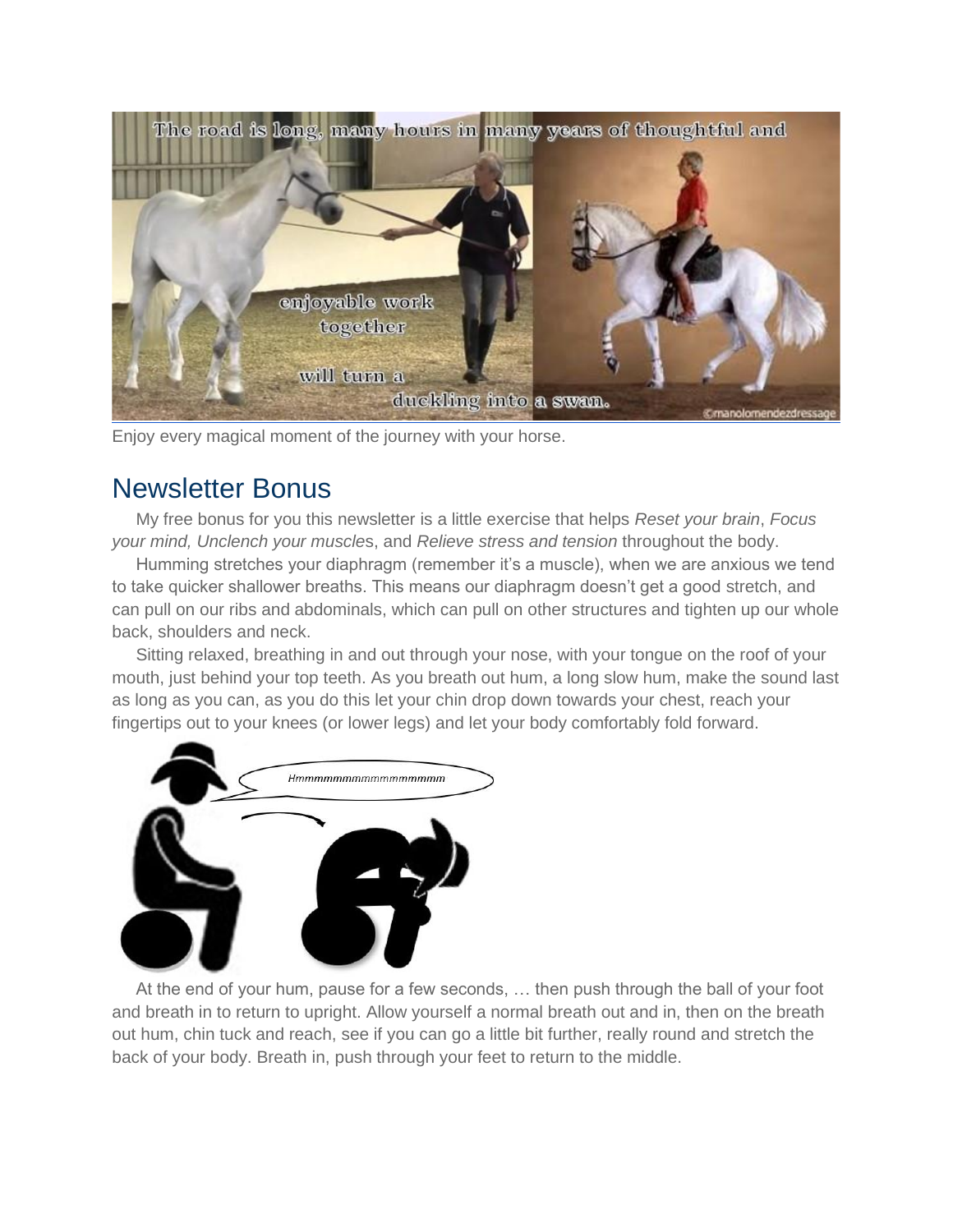Enjoy every magical moment of the journey with your horse.

## Newsletter Bonus

My free bonus for you this newsletter is a little exercise that helps *Reset your brain*, *Focus your mind, Unclench your muscle*s, and *Relieve stress and tension* throughout the body.

Humming stretches your diaphragm (remember it's a muscle), when we are anxious we tend to take quicker shallower breaths. This means our diaphragm doesn't get a good stretch, and can pull on our ribs and abdominals, which can pull on other structures and tighten up our whole back, shoulders and neck.

Sitting relaxed, breathing in and out through your nose, with your tongue on the roof of your mouth, just behind your top teeth. As you breath out hum, a long slow hum, make the sound last as long as you can, as you do this let your chin drop down towards your chest, reach your fingertips out to your knees (or lower legs) and let your body comfortably fold forward.

At the end of your hum, pause for a few seconds, … then push through the ball of your foot and breath in to return to upright. Allow yourself a normal breath out and in, then on the breath out hum, chin tuck and reach, see if you can go a little bit further, really round and stretch the back of your body. Breath in, push through your feet to return to the middle.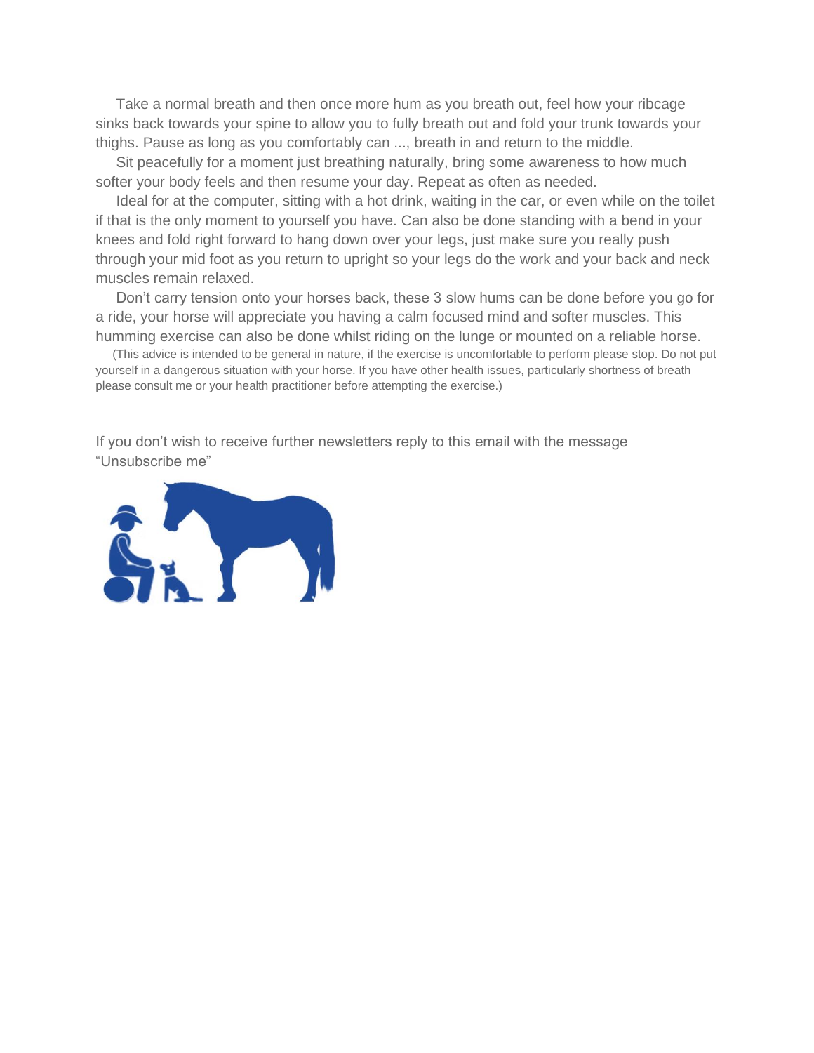Take a normal breath and then once more hum as you breath out, feel how your ribcage sinks back towards your spine to allow you to fully breath out and fold your trunk towards your thighs. Pause as long as you comfortably can ..., breath in and return to the middle.

Sit peacefully for a moment just breathing naturally, bring some awareness to how much softer your body feels and then resume your day. Repeat as often as needed.

Ideal for at the computer, sitting with a hot drink, waiting in the car, or even while on the toilet if that is the only moment to yourself you have. Can also be done standing with a bend in your knees and fold right forward to hang down over your legs, just make sure you really push through your mid foot as you return to upright so your legs do the work and your back and neck muscles remain relaxed.

Don't carry tension onto your horses back, these 3 slow hums can be done before you go for a ride, your horse will appreciate you having a calm focused mind and softer muscles. This humming exercise can also be done whilst riding on the lunge or mounted on a reliable horse.

(This advice is intended to be general in nature, if the exercise is uncomfortable to perform please stop. Do not put yourself in a dangerous situation with your horse. If you have other health issues, particularly shortness of breath please consult me or your health practitioner before attempting the exercise.)

If you don't wish to receive further newsletters reply to this email with the message "Unsubscribe me"